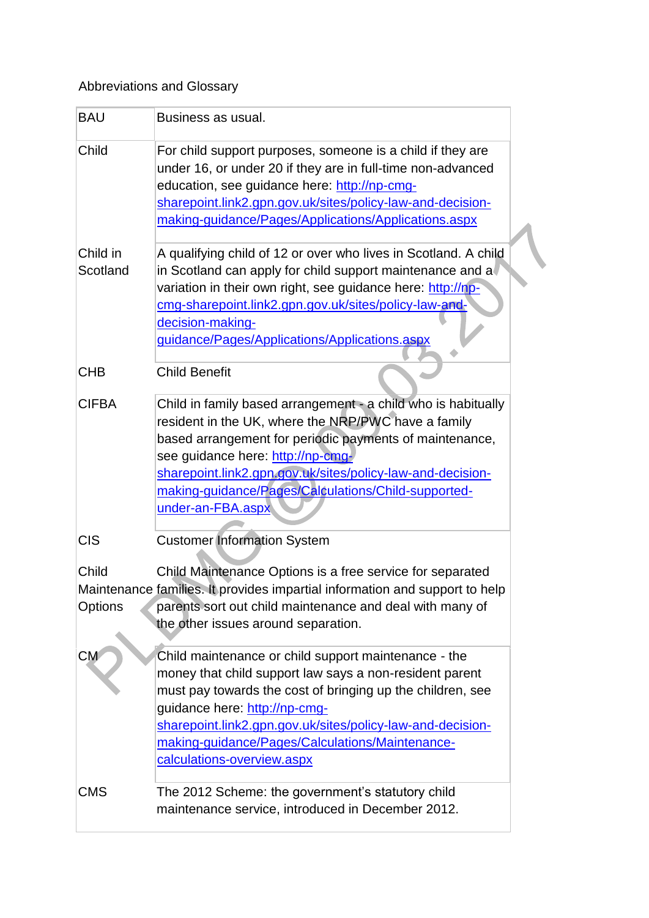Abbreviations and Glossary

| | |
|---|---|
| BAU | Business as usual. |
| Child | For child support purposes, someone is a child if they are under 16, or under 20 if they are in full-time non-advanced education, see guidance here: http://np-cmg-sharepoint.link2.gpn.gov.uk/sites/policy-law-and-decision-making-guidance/Pages/Applications/Applications.aspx |
| Child in Scotland | A qualifying child of 12 or over who lives in Scotland. A child in Scotland can apply for child support maintenance and a variation in their own right, see guidance here: http://np-cmg-sharepoint.link2.gpn.gov.uk/sites/policy-law-and-decision-making-guidance/Pages/Applications/Applications.aspx |
| CHB | Child Benefit |
| CIFBA | Child in family based arrangement - a child who is habitually resident in the UK, where the NRP/PWC have a family based arrangement for periodic payments of maintenance, see guidance here: http://np-cmg-sharepoint.link2.gpn.gov.uk/sites/policy-law-and-decision-making-guidance/Pages/Calculations/Child-supported-under-an-FBA.aspx |
| CIS | Customer Information System |
| Child Maintenance Options | Child Maintenance Options is a free service for separated families. It provides impartial information and support to help parents sort out child maintenance and deal with many of the other issues around separation. |
| CM | Child maintenance or child support maintenance - the money that child support law says a non-resident parent must pay towards the cost of bringing up the children, see guidance here: http://np-cmg-sharepoint.link2.gpn.gov.uk/sites/policy-law-and-decision-making-guidance/Pages/Calculations/Maintenance-calculations-overview.aspx |
| CMS | The 2012 Scheme: the government's statutory child maintenance service, introduced in December 2012. |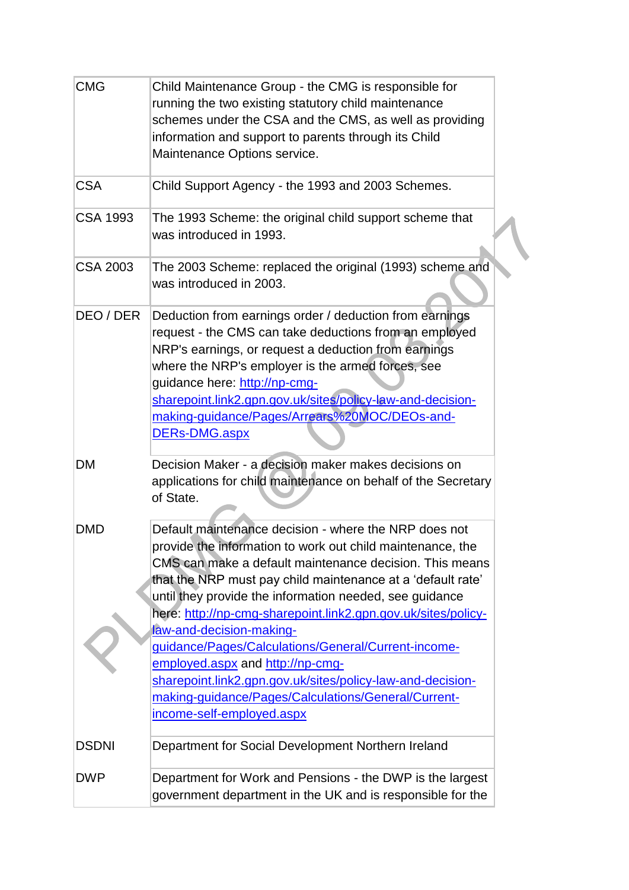| CMG | Child Maintenance Group - the CMG is responsible for running the two existing statutory child maintenance schemes under the CSA and the CMS, as well as providing information and support to parents through its Child Maintenance Options service. |
|---|---|
| CSA | Child Support Agency - the 1993 and 2003 Schemes. |
| CSA 1993 | The 1993 Scheme: the original child support scheme that was introduced in 1993. |
| CSA 2003 | The 2003 Scheme: replaced the original (1993) scheme and was introduced in 2003. |
| DEO / DER | Deduction from earnings order / deduction from earnings request - the CMS can take deductions from an employed NRP's earnings, or request a deduction from earnings where the NRP's employer is the armed forces, see guidance here: [http://np-cmg-sharepoint.link2.gpn.gov.uk/sites/policy-law-and-decision-making-guidance/Pages/Arrears%20MOC/DEOs-and-DERs-DMG.aspx](http://np-cmg-sharepoint.link2.gpn.gov.uk/sites/policy-law-and-decision-making-guidance/Pages/Arrears%20MOC/DEOs-and-DERs-DMG.aspx) |
| DM | Decision Maker - a decision maker makes decisions on applications for child maintenance on behalf of the Secretary of State. |
| DMD | Default maintenance decision - where the NRP does not provide the information to work out child maintenance, the CMS can make a default maintenance decision. This means that the NRP must pay child maintenance at a 'default rate' until they provide the information needed, see guidance here: [http://np-cmg-sharepoint.link2.gpn.gov.uk/sites/policy-law-and-decision-making-guidance/Pages/Calculations/General/Current-income-employed.aspx](http://np-cmg-sharepoint.link2.gpn.gov.uk/sites/policy-law-and-decision-making-guidance/Pages/Calculations/General/Current-income-employed.aspx) and [http://np-cmg-sharepoint.link2.gpn.gov.uk/sites/policy-law-and-decision-making-guidance/Pages/Calculations/General/Current-income-self-employed.aspx](http://np-cmg-sharepoint.link2.gpn.gov.uk/sites/policy-law-and-decision-making-guidance/Pages/Calculations/General/Current-income-self-employed.aspx) |
| DSDNI | Department for Social Development Northern Ireland |
| DWP | Department for Work and Pensions - the DWP is the largest government department in the UK and is responsible for the |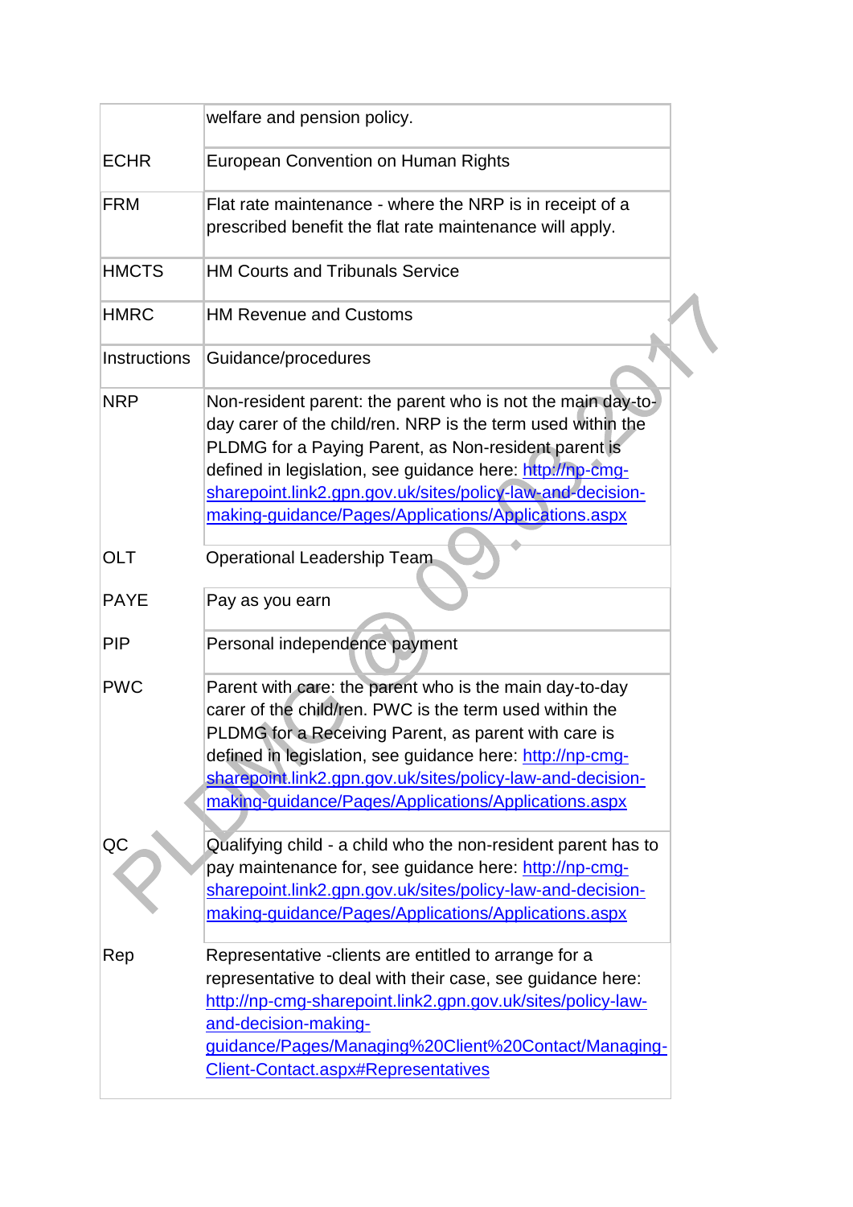| | |
|---|---|
| | welfare and pension policy. |
| ECHR | European Convention on Human Rights |
| FRM | Flat rate maintenance - where the NRP is in receipt of a prescribed benefit the flat rate maintenance will apply. |
| HMCTS | HM Courts and Tribunals Service |
| HMRC | HM Revenue and Customs |
| Instructions | Guidance/procedures |
| NRP | Non-resident parent: the parent who is not the main day-to-day carer of the child/ren. NRP is the term used within the PLDMG for a Paying Parent, as Non-resident parent is defined in legislation, see guidance here: [http://np-cmg-sharepoint.link2.gpn.gov.uk/sites/policy-law-and-decision-making-guidance/Pages/Applications/Applications.aspx](http://np-cmg-sharepoint.link2.gpn.gov.uk/sites/policy-law-and-decision-making-guidance/Pages/Applications/Applications.aspx) |
| OLT | Operational Leadership Team |
| PAYE | Pay as you earn |
| PIP | Personal independence payment |
| PWC | Parent with care: the parent who is the main day-to-day carer of the child/ren. PWC is the term used within the PLDMG for a Receiving Parent, as parent with care is defined in legislation, see guidance here: [http://np-cmg-sharepoint.link2.gpn.gov.uk/sites/policy-law-and-decision-making-guidance/Pages/Applications/Applications.aspx](http://np-cmg-sharepoint.link2.gpn.gov.uk/sites/policy-law-and-decision-making-guidance/Pages/Applications/Applications.aspx) |
| QC | Qualifying child - a child who the non-resident parent has to pay maintenance for, see guidance here: [http://np-cmg-sharepoint.link2.gpn.gov.uk/sites/policy-law-and-decision-making-guidance/Pages/Applications/Applications.aspx](http://np-cmg-sharepoint.link2.gpn.gov.uk/sites/policy-law-and-decision-making-guidance/Pages/Applications/Applications.aspx) |
| Rep | Representative -clients are entitled to arrange for a representative to deal with their case, see guidance here: [http://np-cmg-sharepoint.link2.gpn.gov.uk/sites/policy-law-and-decision-making-guidance/Pages/Managing%20Client%20Contact/Managing-Client-Contact.aspx#Representatives](http://np-cmg-sharepoint.link2.gpn.gov.uk/sites/policy-law-and-decision-making-guidance/Pages/Managing%20Client%20Contact/Managing-Client-Contact.aspx#Representatives) |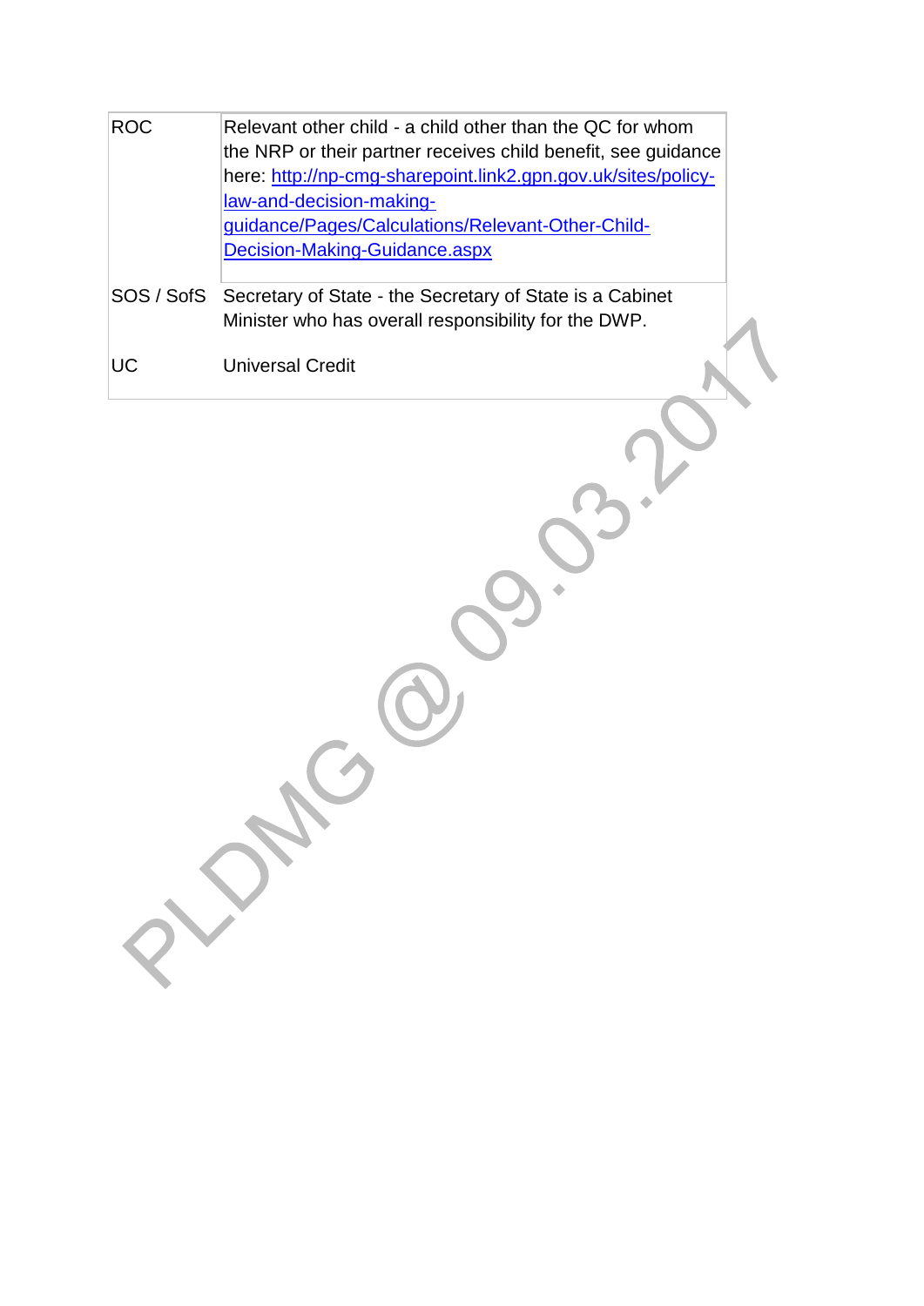| | |
|---|---|
| ROC | Relevant other child - a child other than the QC for whom the NRP or their partner receives child benefit, see guidance here: [http://np-cmg-sharepoint.link2.gpn.gov.uk/sites/policy-law-and-decision-making-guidance/Pages/Calculations/Relevant-Other-Child-Decision-Making-Guidance.aspx](http://np-cmg-sharepoint.link2.gpn.gov.uk/sites/policy-law-and-decision-making-guidance/Pages/Calculations/Relevant-Other-Child-Decision-Making-Guidance.aspx) |
| SOS / SofS | Secretary of State - the Secretary of State is a Cabinet Minister who has overall responsibility for the DWP. |
| UC | Universal Credit |